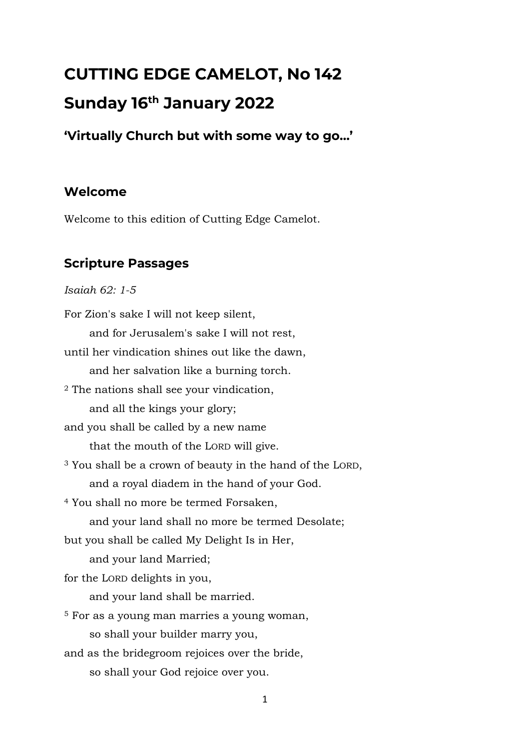# CUTTING EDGE CAMELOT, No 142

# Sunday 16th January 2022

### 'Virtually Church but with some way to go...'

## Welcome

Welcome to this edition of Cutting Edge Camelot.

## Scripture Passages

*Isaiah 62: 1-5*

For Zion's sake I will not keep silent,
  and for Jerusalem's sake I will not rest,
until her vindication shines out like the dawn,
  and her salvation like a burning torch.
[2] The nations shall see your vindication,
  and all the kings your glory;
and you shall be called by a new name
  that the mouth of the LORD will give.
[3] You shall be a crown of beauty in the hand of the LORD,
  and a royal diadem in the hand of your God.
[4] You shall no more be termed Forsaken,
  and your land shall no more be termed Desolate;
but you shall be called My Delight Is in Her,
  and your land Married;
for the LORD delights in you,
  and your land shall be married.
[5] For as a young man marries a young woman,
  so shall your builder marry you,
and as the bridegroom rejoices over the bride,
  so shall your God rejoice over you.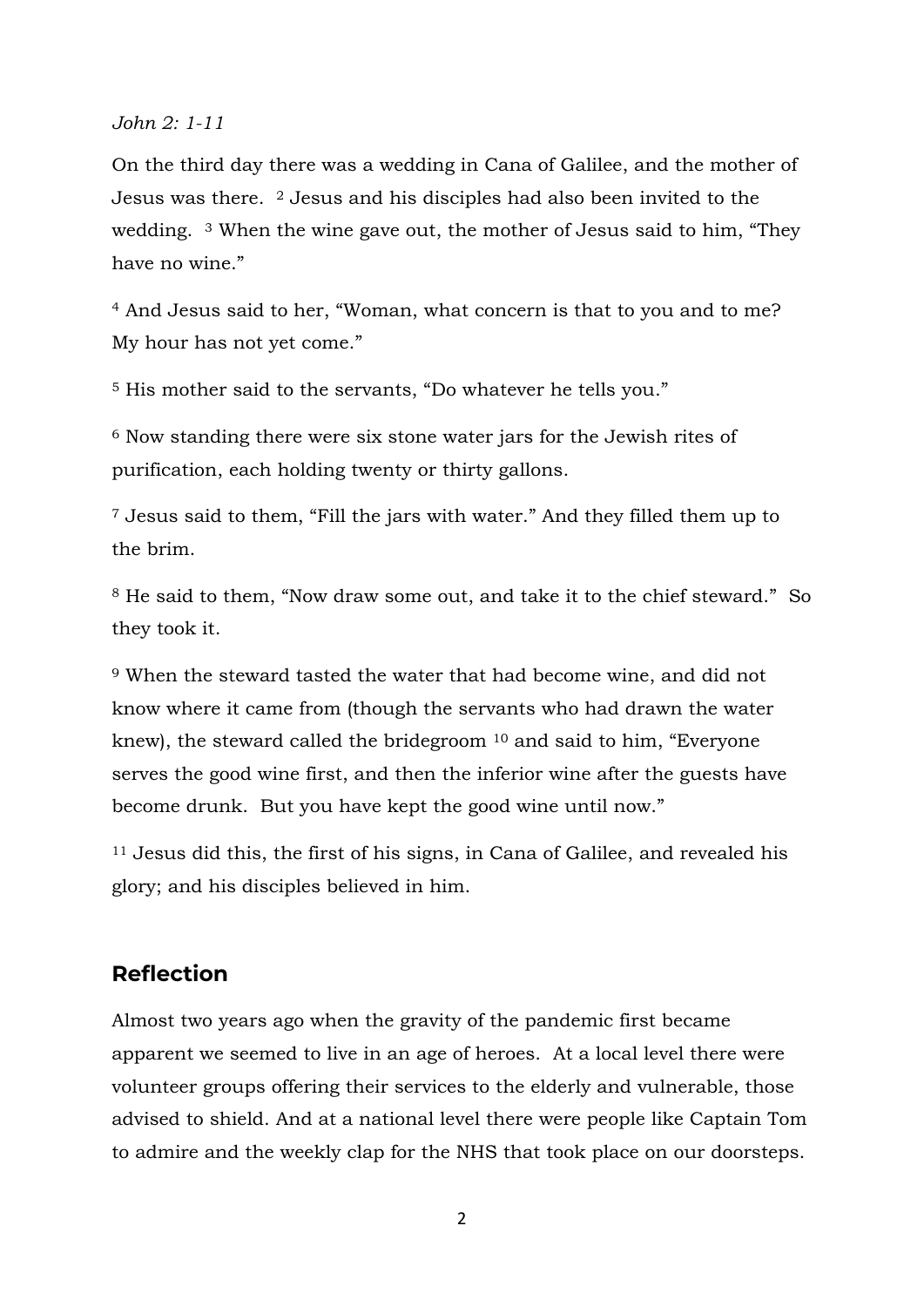*John 2: 1-11*

On the third day there was a wedding in Cana of Galilee, and the mother of Jesus was there. [2] Jesus and his disciples had also been invited to the wedding. [3] When the wine gave out, the mother of Jesus said to him, “They have no wine.”

[4] And Jesus said to her, “Woman, what concern is that to you and to me? My hour has not yet come.”

[5] His mother said to the servants, “Do whatever he tells you.”

[6] Now standing there were six stone water jars for the Jewish rites of purification, each holding twenty or thirty gallons.

[7] Jesus said to them, “Fill the jars with water.” And they filled them up to the brim.

[8] He said to them, “Now draw some out, and take it to the chief steward.” So they took it.

[9] When the steward tasted the water that had become wine, and did not know where it came from (though the servants who had drawn the water knew), the steward called the bridegroom [10] and said to him, “Everyone serves the good wine first, and then the inferior wine after the guests have become drunk. But you have kept the good wine until now.”

[11] Jesus did this, the first of his signs, in Cana of Galilee, and revealed his glory; and his disciples believed in him.

## Reflection

Almost two years ago when the gravity of the pandemic first became apparent we seemed to live in an age of heroes. At a local level there were volunteer groups offering their services to the elderly and vulnerable, those advised to shield. And at a national level there were people like Captain Tom to admire and the weekly clap for the NHS that took place on our doorsteps.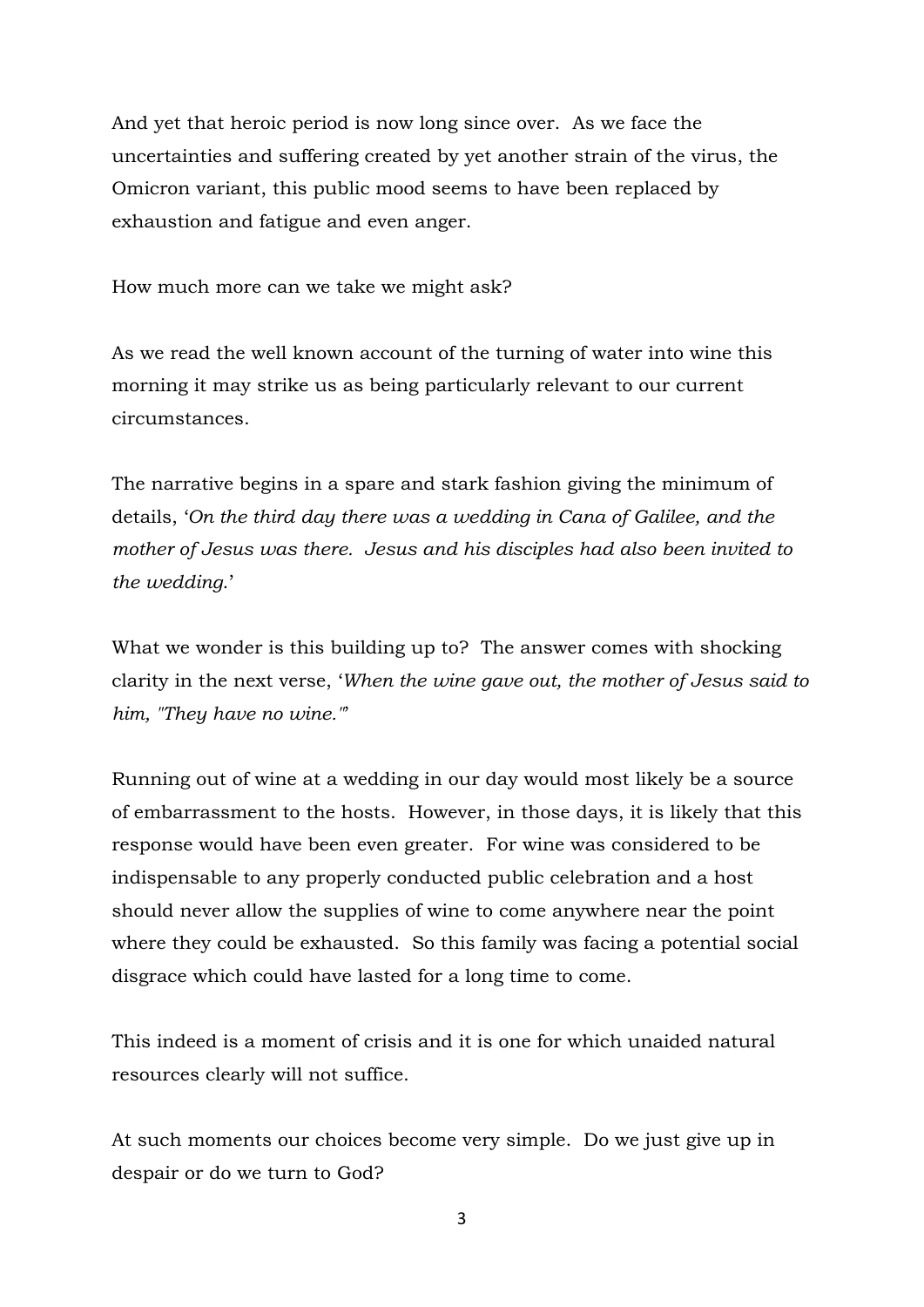And yet that heroic period is now long since over. As we face the uncertainties and suffering created by yet another strain of the virus, the Omicron variant, this public mood seems to have been replaced by exhaustion and fatigue and even anger.

How much more can we take we might ask?

As we read the well known account of the turning of water into wine this morning it may strike us as being particularly relevant to our current circumstances.

The narrative begins in a spare and stark fashion giving the minimum of details, '*On the third day there was a wedding in Cana of Galilee, and the mother of Jesus was there. Jesus and his disciples had also been invited to the wedding.*'

What we wonder is this building up to? The answer comes with shocking clarity in the next verse, '*When the wine gave out, the mother of Jesus said to him, "They have no wine."*'

Running out of wine at a wedding in our day would most likely be a source of embarrassment to the hosts. However, in those days, it is likely that this response would have been even greater. For wine was considered to be indispensable to any properly conducted public celebration and a host should never allow the supplies of wine to come anywhere near the point where they could be exhausted. So this family was facing a potential social disgrace which could have lasted for a long time to come.

This indeed is a moment of crisis and it is one for which unaided natural resources clearly will not suffice.

At such moments our choices become very simple. Do we just give up in despair or do we turn to God?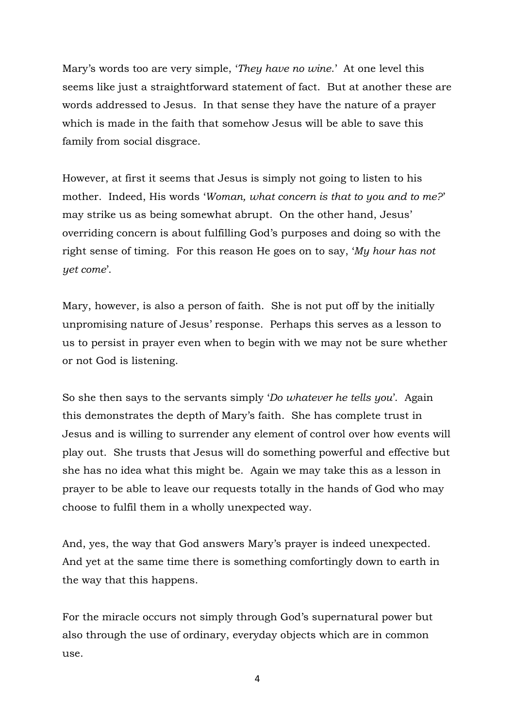Mary's words too are very simple, '*They have no wine*.' At one level this seems like just a straightforward statement of fact. But at another these are words addressed to Jesus. In that sense they have the nature of a prayer which is made in the faith that somehow Jesus will be able to save this family from social disgrace.

However, at first it seems that Jesus is simply not going to listen to his mother. Indeed, His words '*Woman, what concern is that to you and to me?*' may strike us as being somewhat abrupt. On the other hand, Jesus' overriding concern is about fulfilling God's purposes and doing so with the right sense of timing. For this reason He goes on to say, '*My hour has not yet come*'.

Mary, however, is also a person of faith. She is not put off by the initially unpromising nature of Jesus' response. Perhaps this serves as a lesson to us to persist in prayer even when to begin with we may not be sure whether or not God is listening.

So she then says to the servants simply '*Do whatever he tells you*'. Again this demonstrates the depth of Mary's faith. She has complete trust in Jesus and is willing to surrender any element of control over how events will play out. She trusts that Jesus will do something powerful and effective but she has no idea what this might be. Again we may take this as a lesson in prayer to be able to leave our requests totally in the hands of God who may choose to fulfil them in a wholly unexpected way.

And, yes, the way that God answers Mary's prayer is indeed unexpected. And yet at the same time there is something comfortingly down to earth in the way that this happens.

For the miracle occurs not simply through God's supernatural power but also through the use of ordinary, everyday objects which are in common use.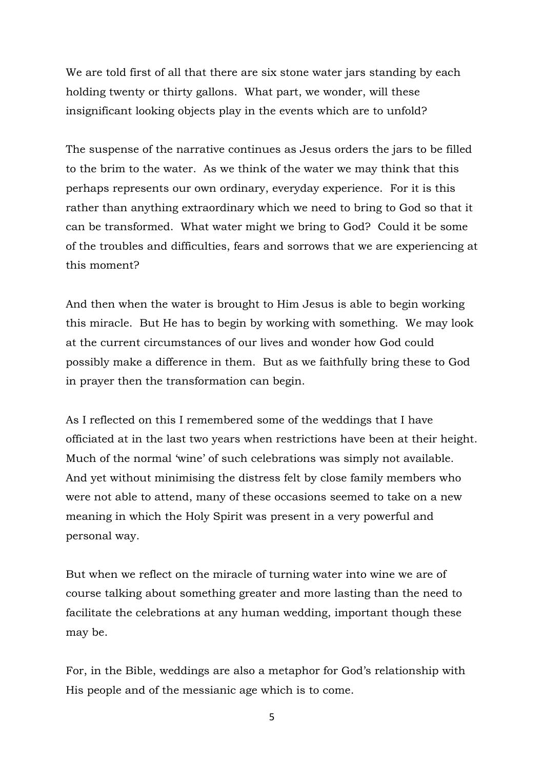We are told first of all that there are six stone water jars standing by each holding twenty or thirty gallons. What part, we wonder, will these insignificant looking objects play in the events which are to unfold?

The suspense of the narrative continues as Jesus orders the jars to be filled to the brim to the water. As we think of the water we may think that this perhaps represents our own ordinary, everyday experience. For it is this rather than anything extraordinary which we need to bring to God so that it can be transformed. What water might we bring to God? Could it be some of the troubles and difficulties, fears and sorrows that we are experiencing at this moment?

And then when the water is brought to Him Jesus is able to begin working this miracle. But He has to begin by working with something. We may look at the current circumstances of our lives and wonder how God could possibly make a difference in them. But as we faithfully bring these to God in prayer then the transformation can begin.

As I reflected on this I remembered some of the weddings that I have officiated at in the last two years when restrictions have been at their height. Much of the normal 'wine' of such celebrations was simply not available. And yet without minimising the distress felt by close family members who were not able to attend, many of these occasions seemed to take on a new meaning in which the Holy Spirit was present in a very powerful and personal way.

But when we reflect on the miracle of turning water into wine we are of course talking about something greater and more lasting than the need to facilitate the celebrations at any human wedding, important though these may be.

For, in the Bible, weddings are also a metaphor for God's relationship with His people and of the messianic age which is to come.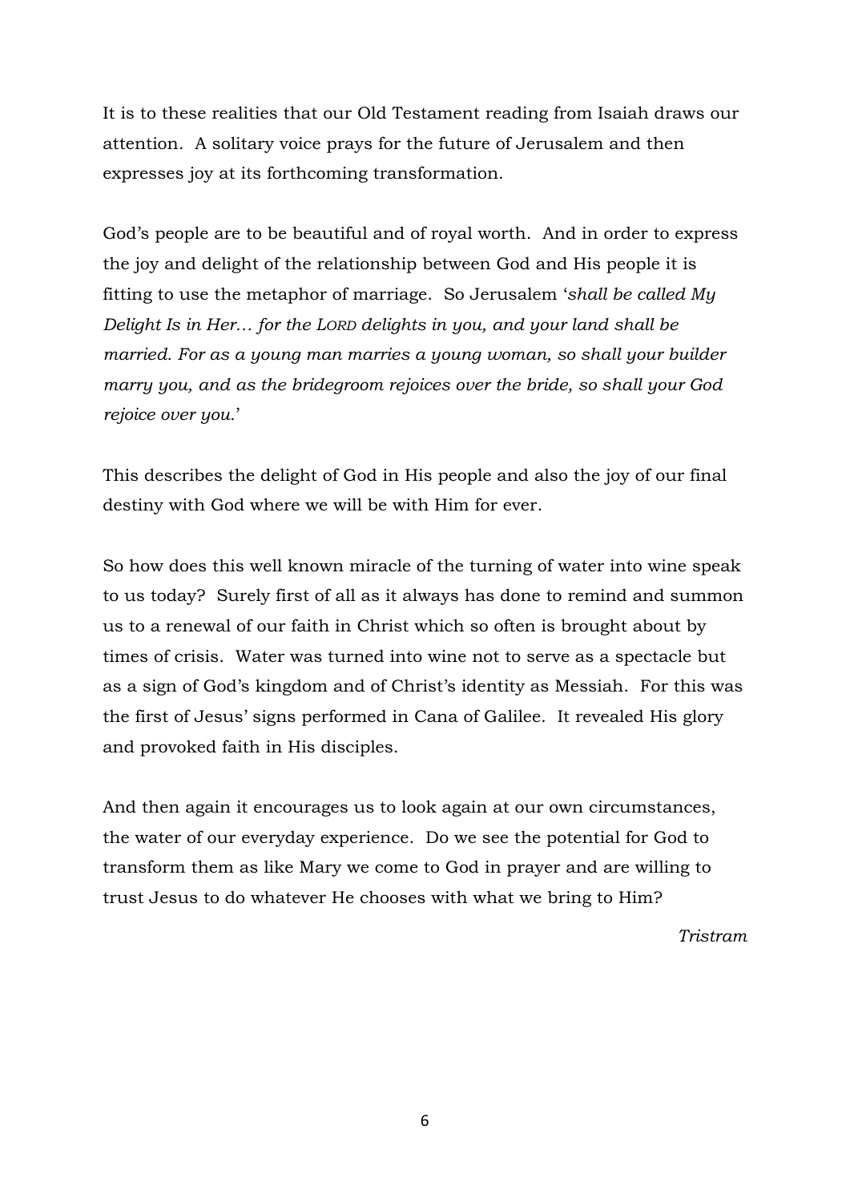It is to these realities that our Old Testament reading from Isaiah draws our attention. A solitary voice prays for the future of Jerusalem and then expresses joy at its forthcoming transformation.

God's people are to be beautiful and of royal worth. And in order to express the joy and delight of the relationship between God and His people it is fitting to use the metaphor of marriage. So Jerusalem '*shall be called My Delight Is in Her… for the LORD delights in you, and your land shall be married. For as a young man marries a young woman, so shall your builder marry you, and as the bridegroom rejoices over the bride, so shall your God rejoice over you.*'

This describes the delight of God in His people and also the joy of our final destiny with God where we will be with Him for ever.

So how does this well known miracle of the turning of water into wine speak to us today? Surely first of all as it always has done to remind and summon us to a renewal of our faith in Christ which so often is brought about by times of crisis. Water was turned into wine not to serve as a spectacle but as a sign of God's kingdom and of Christ's identity as Messiah. For this was the first of Jesus' signs performed in Cana of Galilee. It revealed His glory and provoked faith in His disciples.

And then again it encourages us to look again at our own circumstances, the water of our everyday experience. Do we see the potential for God to transform them as like Mary we come to God in prayer and are willing to trust Jesus to do whatever He chooses with what we bring to Him?

*Tristram*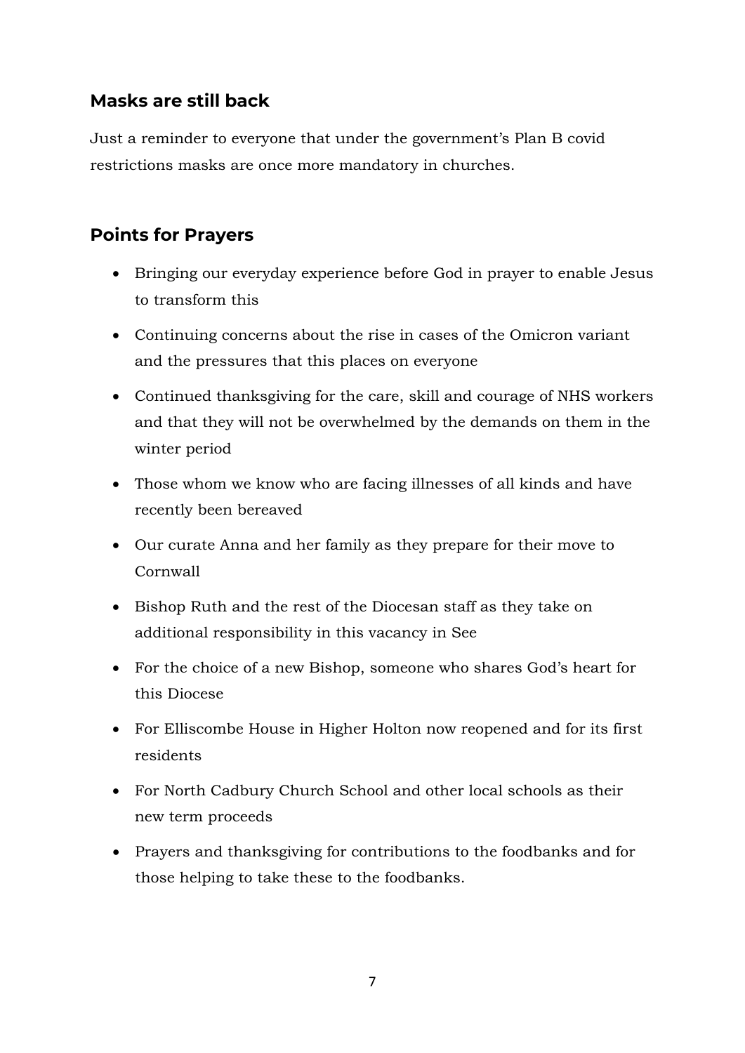## Masks are still back

Just a reminder to everyone that under the government's Plan B covid restrictions masks are once more mandatory in churches.

## Points for Prayers

- Bringing our everyday experience before God in prayer to enable Jesus to transform this
- Continuing concerns about the rise in cases of the Omicron variant and the pressures that this places on everyone
- Continued thanksgiving for the care, skill and courage of NHS workers and that they will not be overwhelmed by the demands on them in the winter period
- Those whom we know who are facing illnesses of all kinds and have recently been bereaved
- Our curate Anna and her family as they prepare for their move to Cornwall
- Bishop Ruth and the rest of the Diocesan staff as they take on additional responsibility in this vacancy in See
- For the choice of a new Bishop, someone who shares God's heart for this Diocese
- For Elliscombe House in Higher Holton now reopened and for its first residents
- For North Cadbury Church School and other local schools as their new term proceeds
- Prayers and thanksgiving for contributions to the foodbanks and for those helping to take these to the foodbanks.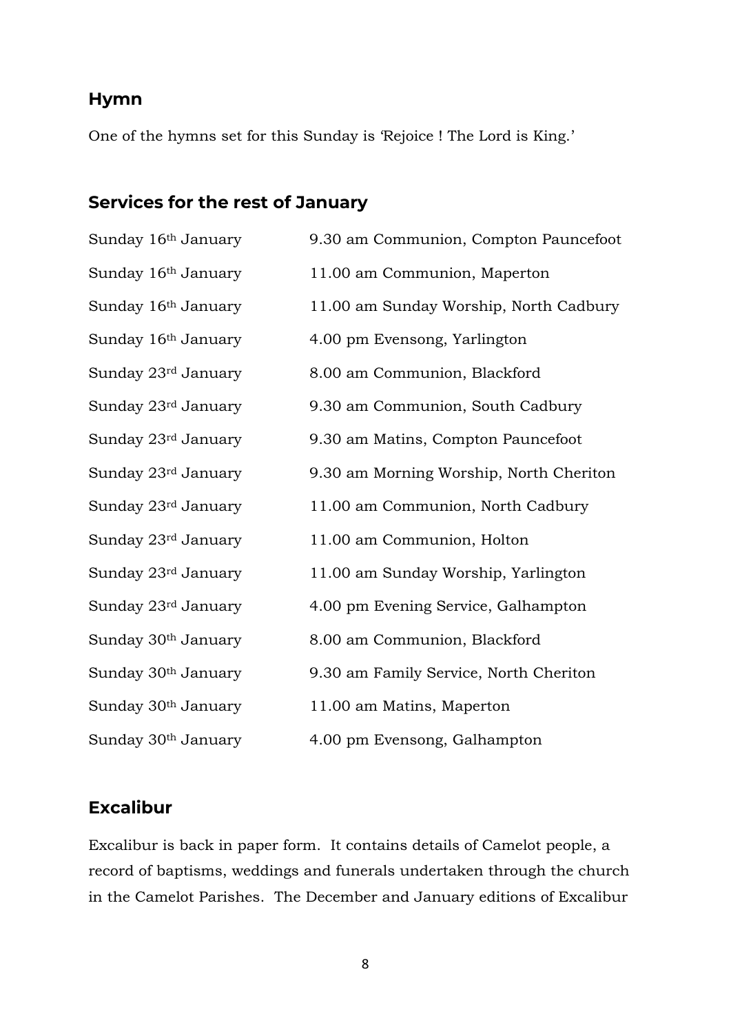## Hymn

One of the hymns set for this Sunday is 'Rejoice ! The Lord is King.'

## Services for the rest of January

| | |
|---|---|
| Sunday 16th January | 9.30 am Communion, Compton Pauncefoot |
| Sunday 16th January | 11.00 am Communion, Maperton |
| Sunday 16th January | 11.00 am Sunday Worship, North Cadbury |
| Sunday 16th January | 4.00 pm Evensong, Yarlington |
| Sunday 23rd January | 8.00 am Communion, Blackford |
| Sunday 23rd January | 9.30 am Communion, South Cadbury |
| Sunday 23rd January | 9.30 am Matins, Compton Pauncefoot |
| Sunday 23rd January | 9.30 am Morning Worship, North Cheriton |
| Sunday 23rd January | 11.00 am Communion, North Cadbury |
| Sunday 23rd January | 11.00 am Communion, Holton |
| Sunday 23rd January | 11.00 am Sunday Worship, Yarlington |
| Sunday 23rd January | 4.00 pm Evening Service, Galhampton |
| Sunday 30th January | 8.00 am Communion, Blackford |
| Sunday 30th January | 9.30 am Family Service, North Cheriton |
| Sunday 30th January | 11.00 am Matins, Maperton |
| Sunday 30th January | 4.00 pm Evensong, Galhampton |

## Excalibur

Excalibur is back in paper form. It contains details of Camelot people, a record of baptisms, weddings and funerals undertaken through the church in the Camelot Parishes. The December and January editions of Excalibur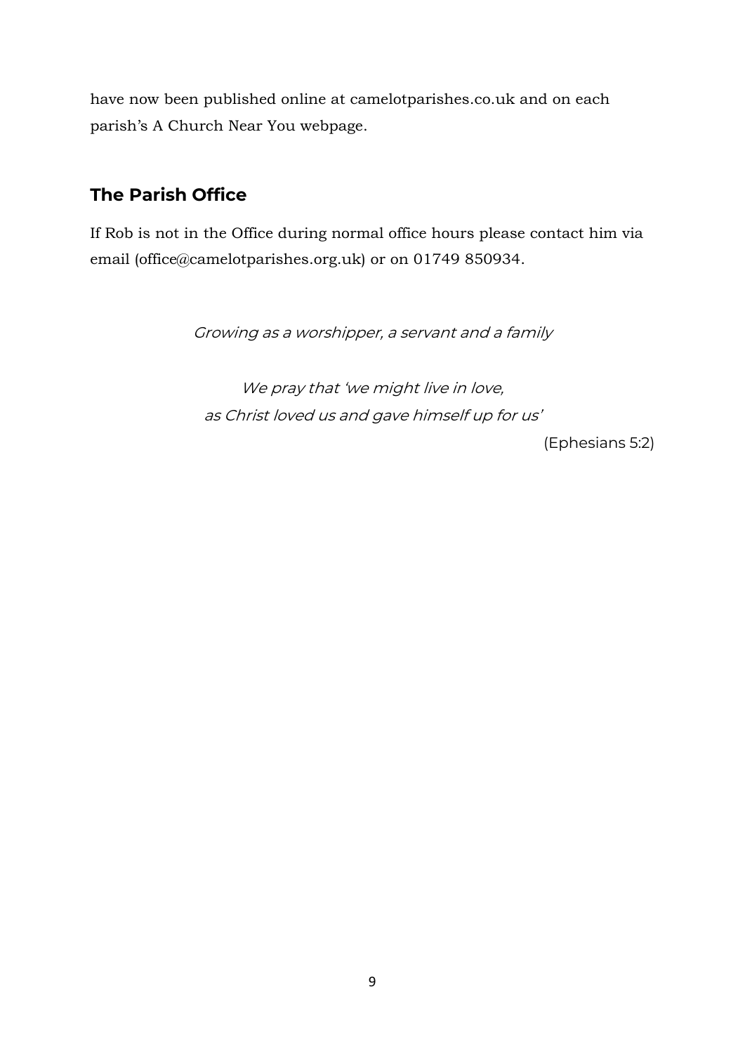have now been published online at camelotparishes.co.uk and on each parish's A Church Near You webpage.

## The Parish Office

If Rob is not in the Office during normal office hours please contact him via email (office@camelotparishes.org.uk) or on 01749 850934.

*Growing as a worshipper, a servant and a family*

*We pray that 'we might live in love,*
*as Christ loved us and gave himself up for us'*

(Ephesians 5:2)